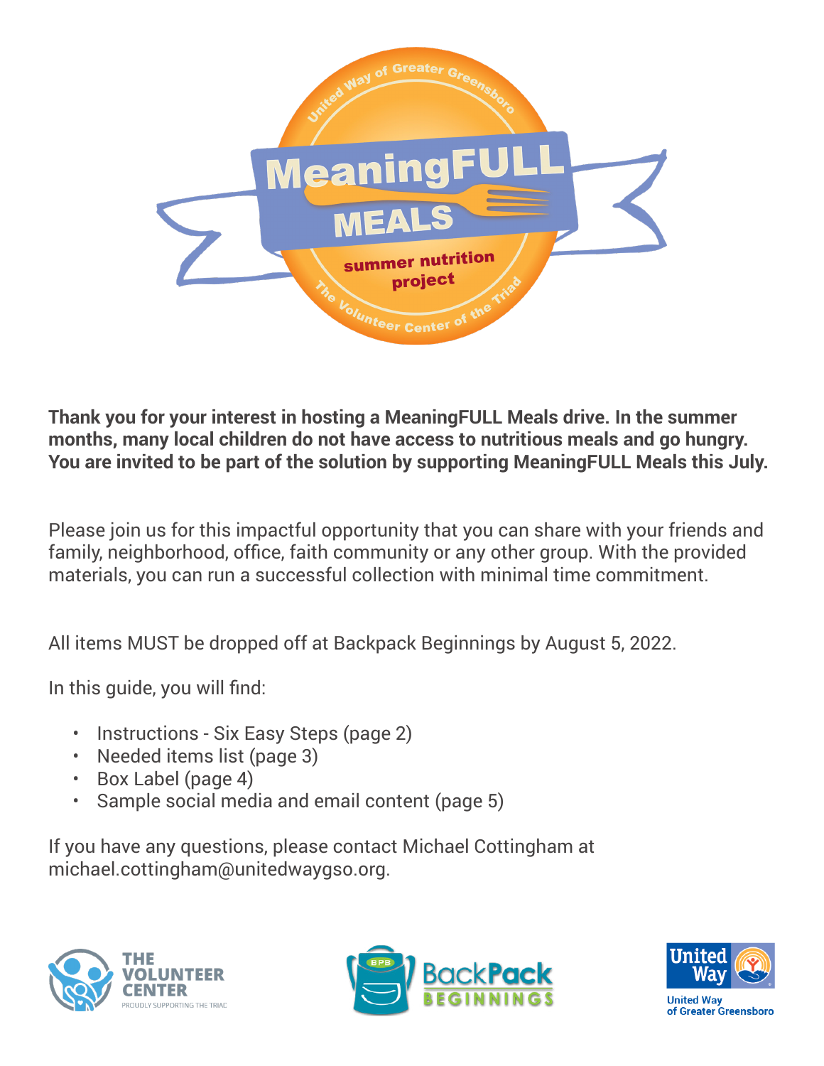**Thank you for your interest in hosting a MeaningFULL Meals drive. In the summer months, many local children do not have access to nutritious meals and go hungry. You are invited to be part of the solution by supporting MeaningFULL Meals this July.**

Please join us for this impactful opportunity that you can share with your friends and family, neighborhood, office, faith community or any other group. With the provided materials, you can run a successful collection with minimal time commitment.

All items MUST be dropped off at Backpack Beginnings by August 5, 2022.

In this guide, you will find:

- Instructions - Six Easy Steps (page 2)
- Needed items list (page 3)
- Box Label (page 4)
- Sample social media and email content (page 5)

If you have any questions, please contact Michael Cottingham at michael.cottingham@unitedwaygso.org.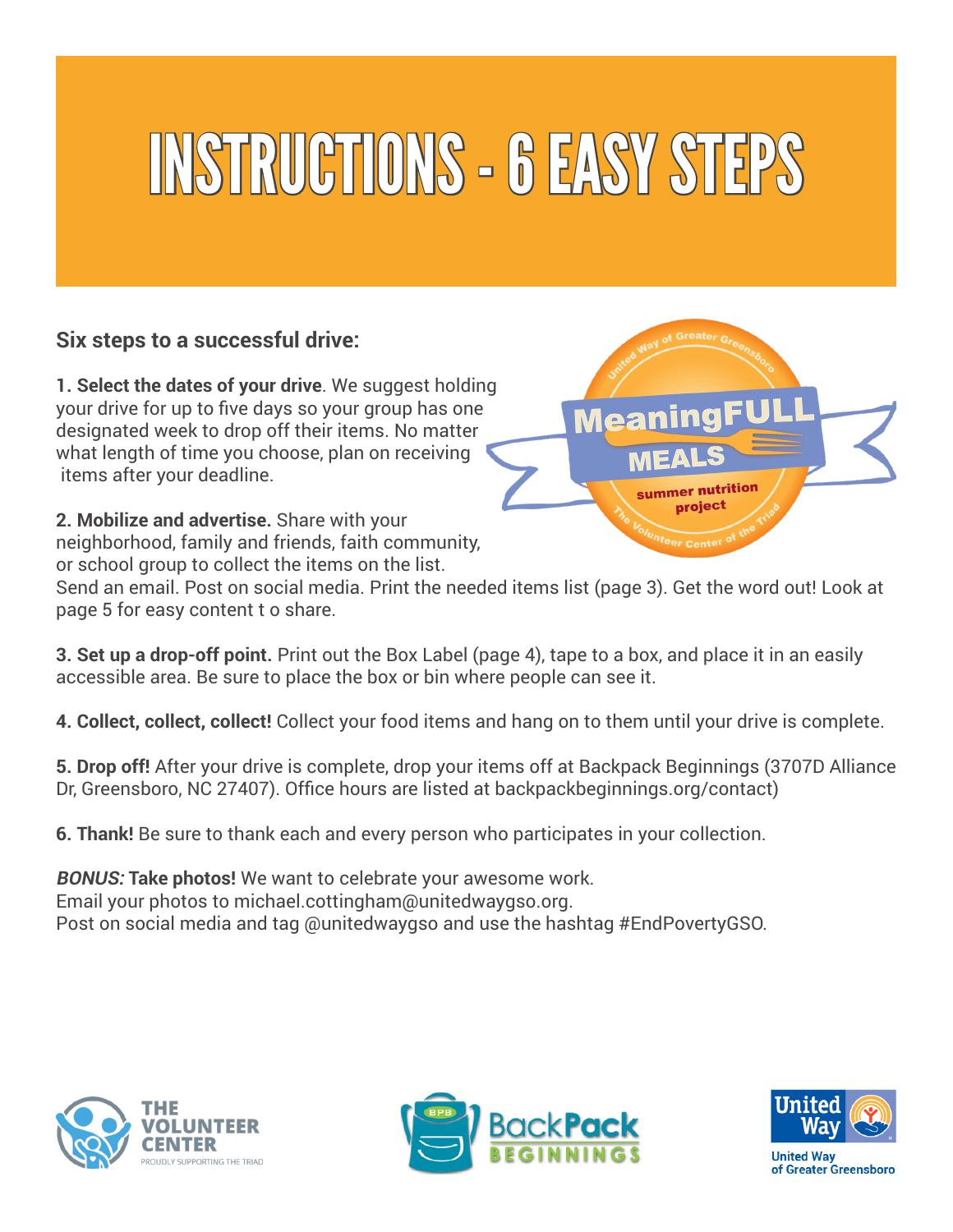# INSTRUCTIONS - 6 EASY STEPS

## Six steps to a successful drive:

**1. Select the dates of your drive**. We suggest holding your drive for up to five days so your group has one designated week to drop off their items. No matter what length of time you choose, plan on receiving items after your deadline.

**2. Mobilize and advertise.** Share with your neighborhood, family and friends, faith community, or school group to collect the items on the list. Send an email. Post on social media. Print the needed items list (page 3). Get the word out! Look at page 5 for easy content t o share.

**3. Set up a drop-off point.** Print out the Box Label (page 4), tape to a box, and place it in an easily accessible area. Be sure to place the box or bin where people can see it.

**4. Collect, collect, collect!** Collect your food items and hang on to them until your drive is complete.

**5. Drop off!** After your drive is complete, drop your items off at Backpack Beginnings (3707D Alliance Dr, Greensboro, NC 27407). Office hours are listed at backpackbeginnings.org/contact)

**6. Thank!** Be sure to thank each and every person who participates in your collection.

***BONUS:*** **Take photos!** We want to celebrate your awesome work.
Email your photos to michael.cottingham@unitedwaygso.org.
Post on social media and tag @unitedwaygso and use the hashtag #EndPovertyGSO.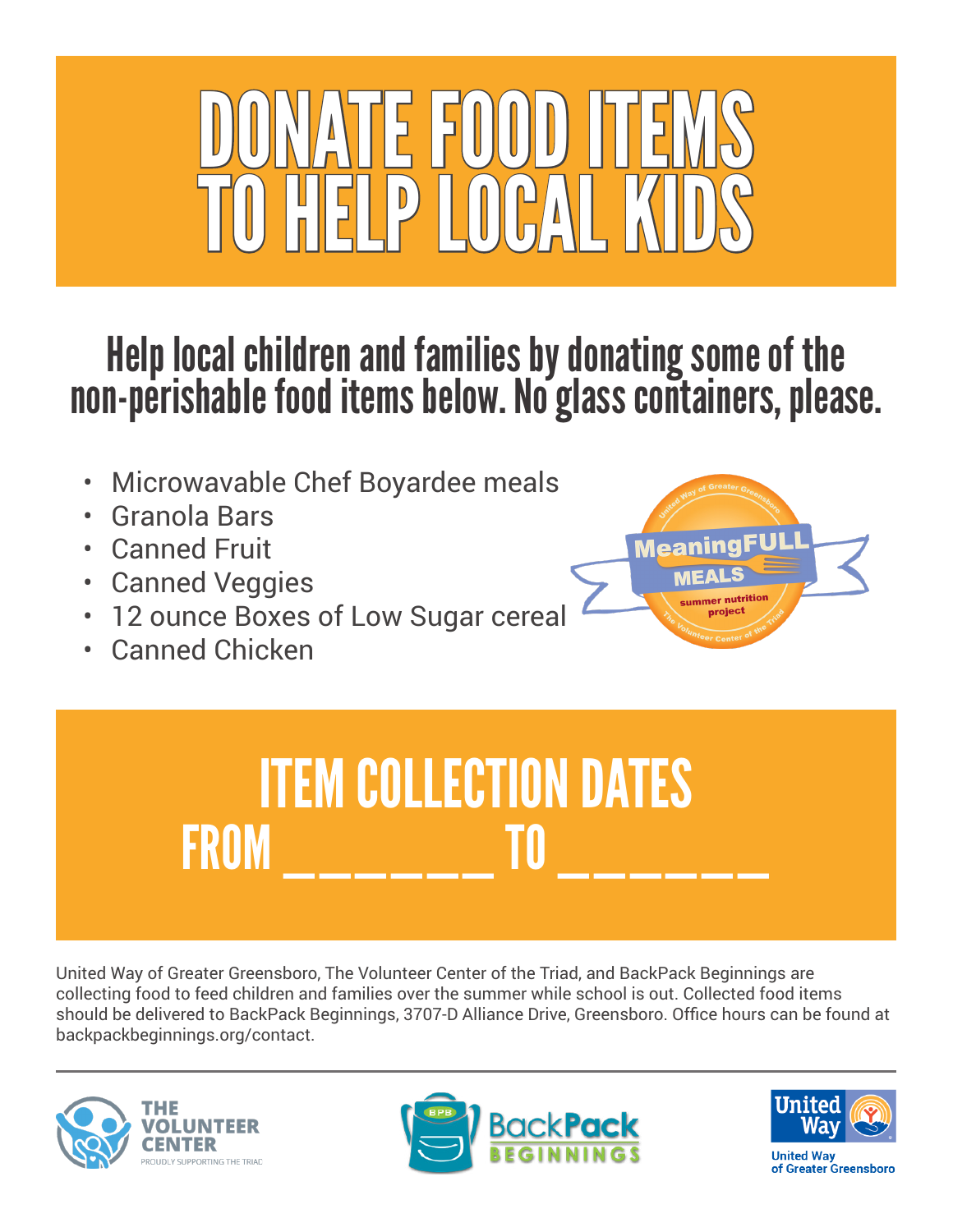# DONATE FOOD ITEMS TO HELP LOCAL KIDS

## Help local children and families by donating some of the non-perishable food items below. No glass containers, please.

- Microwavable Chef Boyardee meals
- Granola Bars
- Canned Fruit
- Canned Veggies
- 12 ounce Boxes of Low Sugar cereal
- Canned Chicken

United Way of Greater Greensboro
MeaningFULL MEALS
summer nutrition project
The Volunteer Center of the Triad

## ITEM COLLECTION DATES FROM _______ TO _______

United Way of Greater Greensboro, The Volunteer Center of the Triad, and BackPack Beginnings are collecting food to feed children and families over the summer while school is out. Collected food items should be delivered to BackPack Beginnings, 3707-D Alliance Drive, Greensboro. Office hours can be found at backpackbeginnings.org/contact.

THE VOLUNTEER CENTER
PROUDLY SUPPORTING THE TRIAD

BPB BackPack BEGINNINGS

United Way
United Way of Greater Greensboro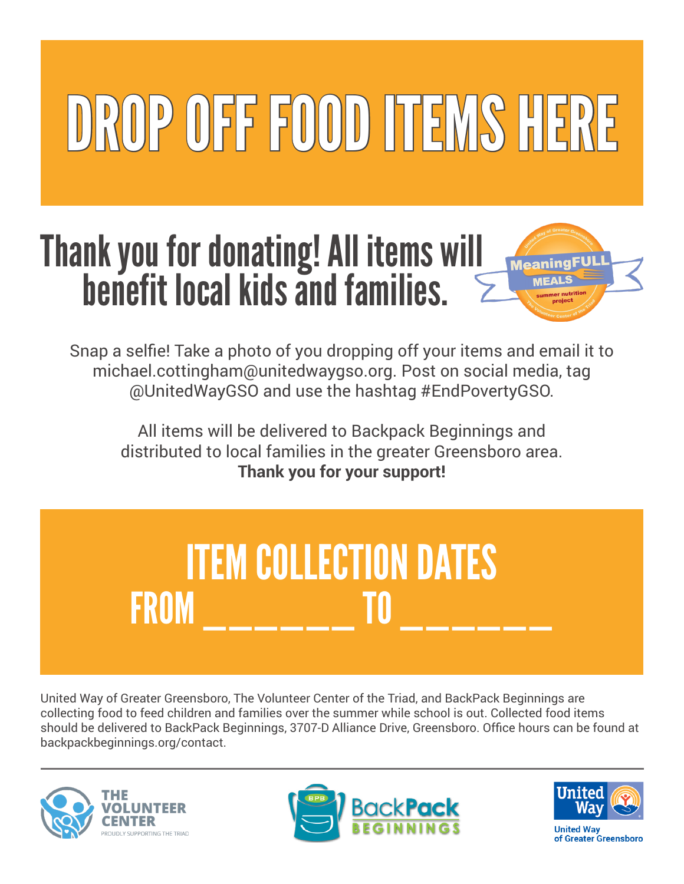# DROP OFF FOOD ITEMS HERE

## Thank you for donating! All items will benefit local kids and families.

MeaningFULL MEALS summer nutrition project

Snap a selfie! Take a photo of you dropping off your items and email it to michael.cottingham@unitedwaygso.org. Post on social media, tag @UnitedWayGSO and use the hashtag #EndPovertyGSO.

All items will be delivered to Backpack Beginnings and distributed to local families in the greater Greensboro area.
**Thank you for your support!**

## ITEM COLLECTION DATES FROM _______ TO _______

United Way of Greater Greensboro, The Volunteer Center of the Triad, and BackPack Beginnings are collecting food to feed children and families over the summer while school is out. Collected food items should be delivered to BackPack Beginnings, 3707-D Alliance Drive, Greensboro. Office hours can be found at backpackbeginnings.org/contact.

THE VOLUNTEER CENTER — PROUDLY SUPPORTING THE TRIAD | BackPack BEGINNINGS | United Way of Greater Greensboro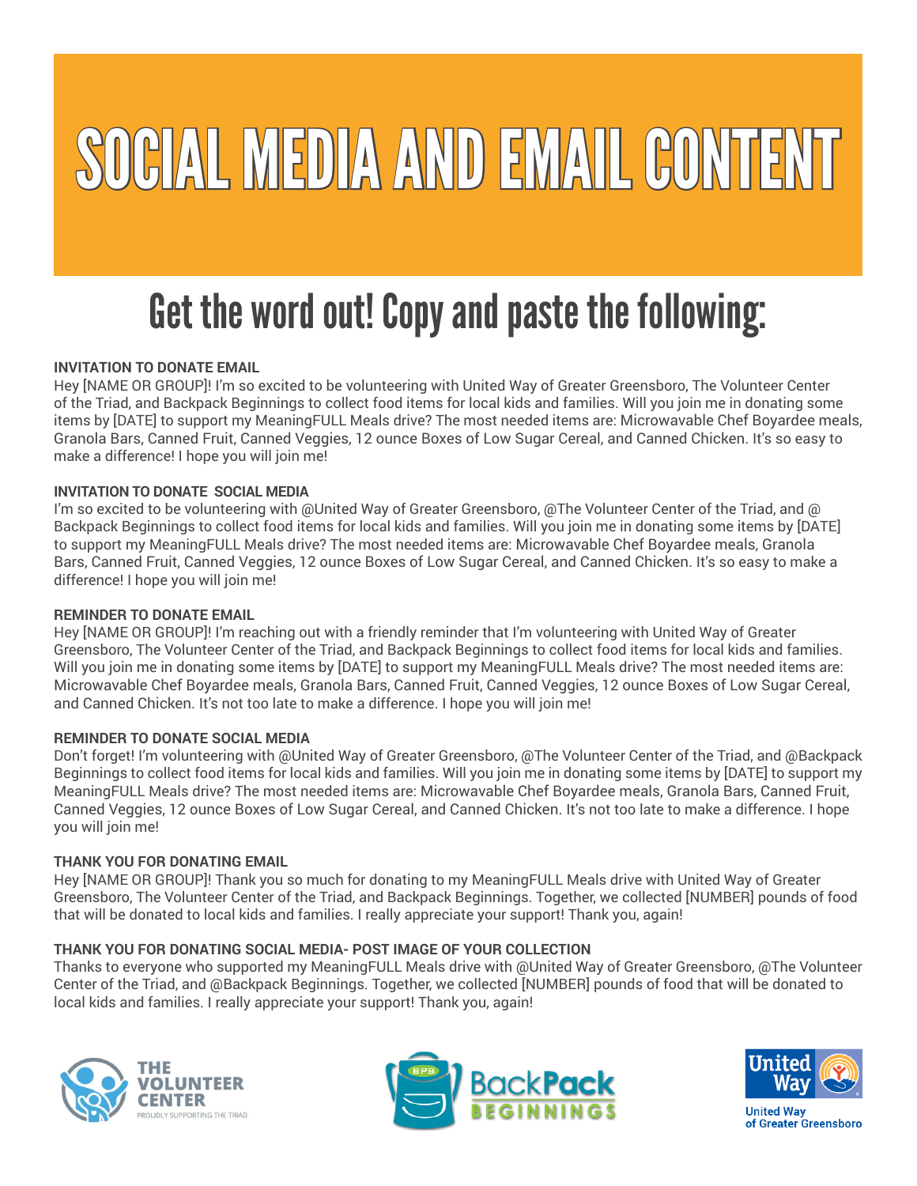# SOCIAL MEDIA AND EMAIL CONTENT

## Get the word out! Copy and paste the following:

**INVITATION TO DONATE EMAIL**

Hey [NAME OR GROUP]! I'm so excited to be volunteering with United Way of Greater Greensboro, The Volunteer Center of the Triad, and Backpack Beginnings to collect food items for local kids and families. Will you join me in donating some items by [DATE] to support my MeaningFULL Meals drive? The most needed items are: Microwavable Chef Boyardee meals, Granola Bars, Canned Fruit, Canned Veggies, 12 ounce Boxes of Low Sugar Cereal, and Canned Chicken. It's so easy to make a difference! I hope you will join me!

**INVITATION TO DONATE SOCIAL MEDIA**

I'm so excited to be volunteering with @United Way of Greater Greensboro, @The Volunteer Center of the Triad, and @ Backpack Beginnings to collect food items for local kids and families. Will you join me in donating some items by [DATE] to support my MeaningFULL Meals drive? The most needed items are: Microwavable Chef Boyardee meals, Granola Bars, Canned Fruit, Canned Veggies, 12 ounce Boxes of Low Sugar Cereal, and Canned Chicken. It's so easy to make a difference! I hope you will join me!

**REMINDER TO DONATE EMAIL**

Hey [NAME OR GROUP]! I'm reaching out with a friendly reminder that I'm volunteering with United Way of Greater Greensboro, The Volunteer Center of the Triad, and Backpack Beginnings to collect food items for local kids and families. Will you join me in donating some items by [DATE] to support my MeaningFULL Meals drive? The most needed items are: Microwavable Chef Boyardee meals, Granola Bars, Canned Fruit, Canned Veggies, 12 ounce Boxes of Low Sugar Cereal, and Canned Chicken. It's not too late to make a difference. I hope you will join me!

**REMINDER TO DONATE SOCIAL MEDIA**

Don't forget! I'm volunteering with @United Way of Greater Greensboro, @The Volunteer Center of the Triad, and @Backpack Beginnings to collect food items for local kids and families. Will you join me in donating some items by [DATE] to support my MeaningFULL Meals drive? The most needed items are: Microwavable Chef Boyardee meals, Granola Bars, Canned Fruit, Canned Veggies, 12 ounce Boxes of Low Sugar Cereal, and Canned Chicken. It's not too late to make a difference. I hope you will join me!

**THANK YOU FOR DONATING EMAIL**

Hey [NAME OR GROUP]! Thank you so much for donating to my MeaningFULL Meals drive with United Way of Greater Greensboro, The Volunteer Center of the Triad, and Backpack Beginnings. Together, we collected [NUMBER] pounds of food that will be donated to local kids and families. I really appreciate your support! Thank you, again!

**THANK YOU FOR DONATING SOCIAL MEDIA- POST IMAGE OF YOUR COLLECTION**

Thanks to everyone who supported my MeaningFULL Meals drive with @United Way of Greater Greensboro, @The Volunteer Center of the Triad, and @Backpack Beginnings. Together, we collected [NUMBER] pounds of food that will be donated to local kids and families. I really appreciate your support! Thank you, again!

THE VOLUNTEER CENTER
PROUDLY SUPPORTING THE TRIAD

BackPack BEGINNINGS

United Way
United Way of Greater Greensboro